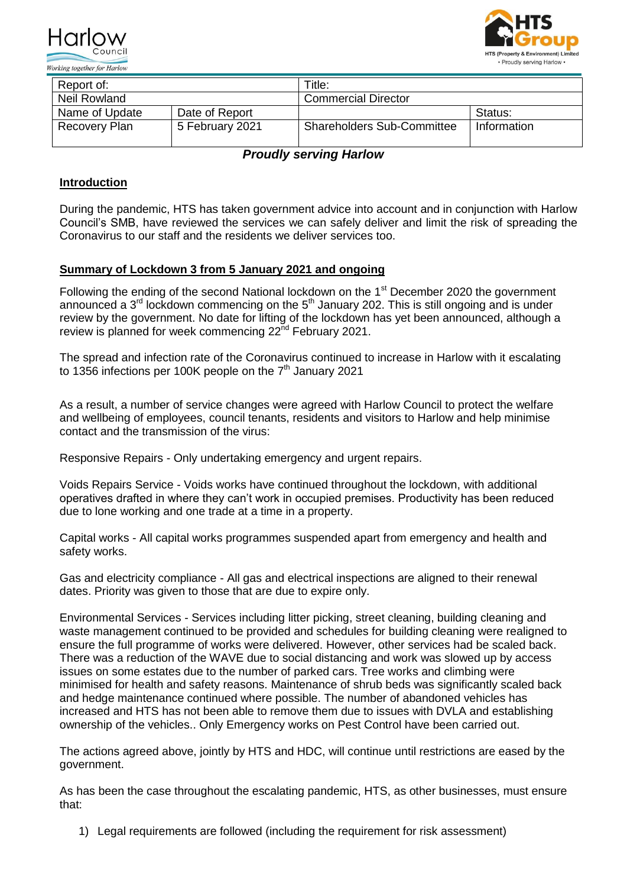Harlow Council
*Working together for Harlow*

HTS Group
HTS (Property & Environment) Limited
• Proudly serving Harlow •

| Report of: | | Title: | |
|---|---|---|---|
| Neil Rowland | | Commercial Director | |
| Name of Update | Date of Report | | Status: |
| Recovery Plan | 5 February 2021 | Shareholders Sub-Committee | Information |

***Proudly serving Harlow***

## Introduction

During the pandemic, HTS has taken government advice into account and in conjunction with Harlow Council's SMB, have reviewed the services we can safely deliver and limit the risk of spreading the Coronavirus to our staff and the residents we deliver services too.

## Summary of Lockdown 3 from 5 January 2021 and ongoing

Following the ending of the second National lockdown on the 1st December 2020 the government announced a 3rd lockdown commencing on the 5th January 202. This is still ongoing and is under review by the government. No date for lifting of the lockdown has yet been announced, although a review is planned for week commencing 22nd February 2021.

The spread and infection rate of the Coronavirus continued to increase in Harlow with it escalating to 1356 infections per 100K people on the 7th January 2021

As a result, a number of service changes were agreed with Harlow Council to protect the welfare and wellbeing of employees, council tenants, residents and visitors to Harlow and help minimise contact and the transmission of the virus:

Responsive Repairs - Only undertaking emergency and urgent repairs.

Voids Repairs Service - Voids works have continued throughout the lockdown, with additional operatives drafted in where they can't work in occupied premises. Productivity has been reduced due to lone working and one trade at a time in a property.

Capital works - All capital works programmes suspended apart from emergency and health and safety works.

Gas and electricity compliance - All gas and electrical inspections are aligned to their renewal dates. Priority was given to those that are due to expire only.

Environmental Services - Services including litter picking, street cleaning, building cleaning and waste management continued to be provided and schedules for building cleaning were realigned to ensure the full programme of works were delivered. However, other services had be scaled back. There was a reduction of the WAVE due to social distancing and work was slowed up by access issues on some estates due to the number of parked cars. Tree works and climbing were minimised for health and safety reasons. Maintenance of shrub beds was significantly scaled back and hedge maintenance continued where possible. The number of abandoned vehicles has increased and HTS has not been able to remove them due to issues with DVLA and establishing ownership of the vehicles.. Only Emergency works on Pest Control have been carried out.

The actions agreed above, jointly by HTS and HDC, will continue until restrictions are eased by the government.

As has been the case throughout the escalating pandemic, HTS, as other businesses, must ensure that:

1) Legal requirements are followed (including the requirement for risk assessment)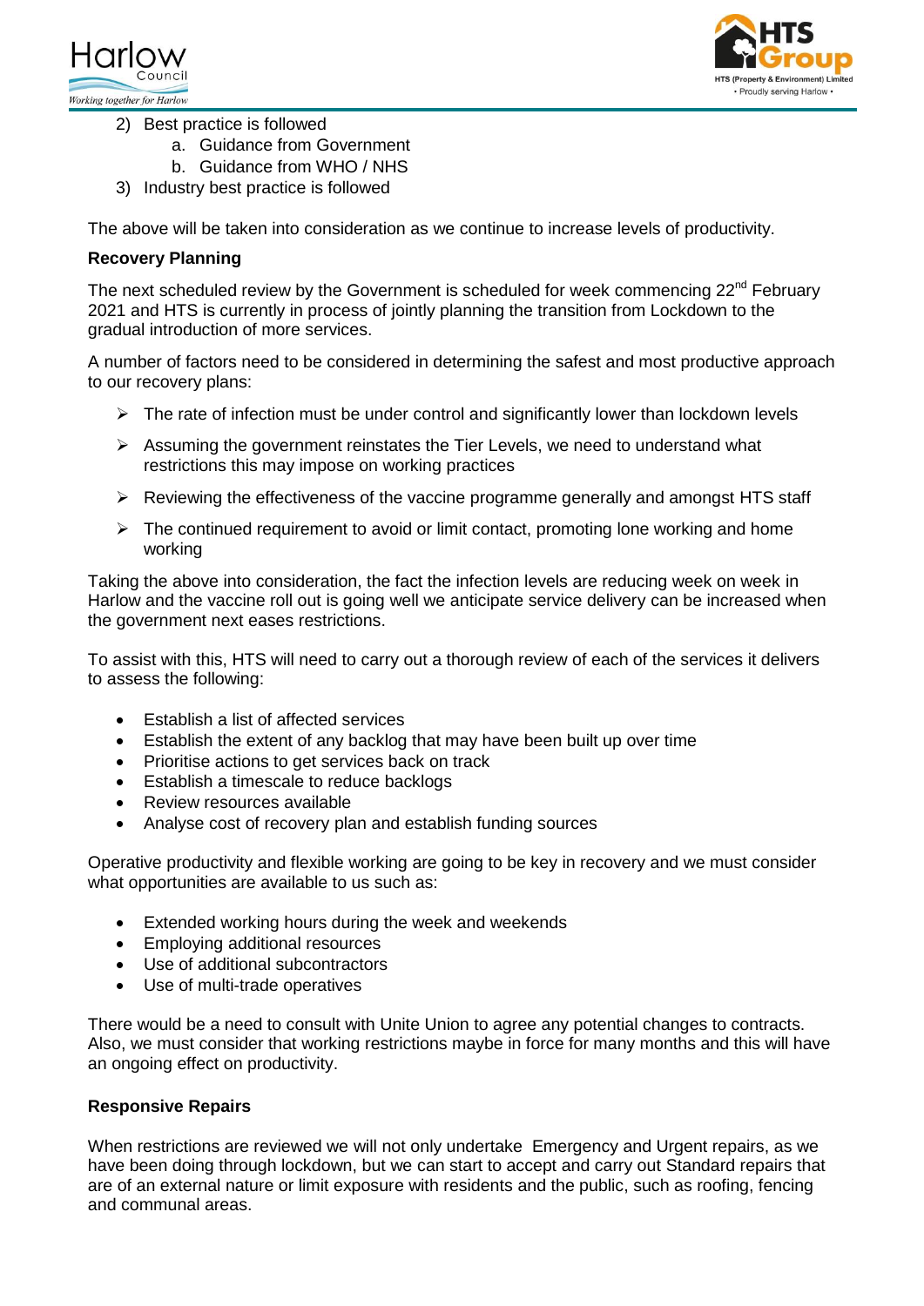2) Best practice is followed
    a. Guidance from Government
    b. Guidance from WHO / NHS
3) Industry best practice is followed

The above will be taken into consideration as we continue to increase levels of productivity.

**Recovery Planning**

The next scheduled review by the Government is scheduled for week commencing 22nd February 2021 and HTS is currently in process of jointly planning the transition from Lockdown to the gradual introduction of more services.

A number of factors need to be considered in determining the safest and most productive approach to our recovery plans:

- The rate of infection must be under control and significantly lower than lockdown levels
- Assuming the government reinstates the Tier Levels, we need to understand what restrictions this may impose on working practices
- Reviewing the effectiveness of the vaccine programme generally and amongst HTS staff
- The continued requirement to avoid or limit contact, promoting lone working and home working

Taking the above into consideration, the fact the infection levels are reducing week on week in Harlow and the vaccine roll out is going well we anticipate service delivery can be increased when the government next eases restrictions.

To assist with this, HTS will need to carry out a thorough review of each of the services it delivers to assess the following:

- Establish a list of affected services
- Establish the extent of any backlog that may have been built up over time
- Prioritise actions to get services back on track
- Establish a timescale to reduce backlogs
- Review resources available
- Analyse cost of recovery plan and establish funding sources

Operative productivity and flexible working are going to be key in recovery and we must consider what opportunities are available to us such as:

- Extended working hours during the week and weekends
- Employing additional resources
- Use of additional subcontractors
- Use of multi-trade operatives

There would be a need to consult with Unite Union to agree any potential changes to contracts. Also, we must consider that working restrictions maybe in force for many months and this will have an ongoing effect on productivity.

**Responsive Repairs**

When restrictions are reviewed we will not only undertake Emergency and Urgent repairs, as we have been doing through lockdown, but we can start to accept and carry out Standard repairs that are of an external nature or limit exposure with residents and the public, such as roofing, fencing and communal areas.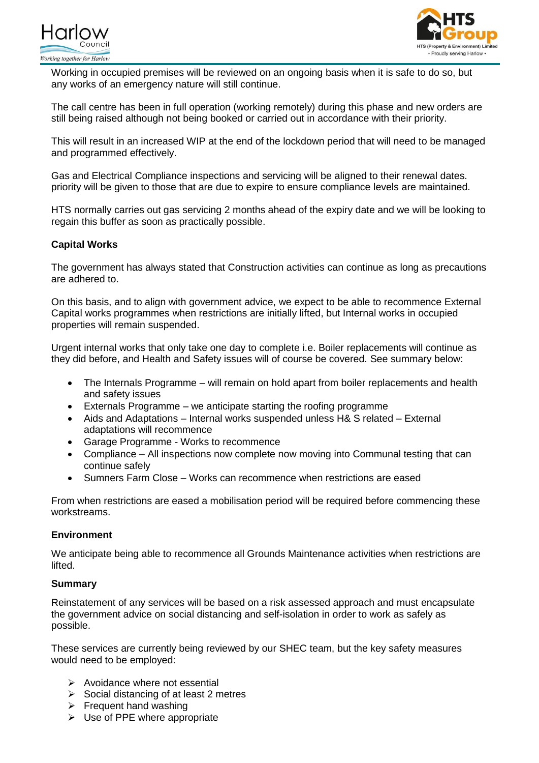Working in occupied premises will be reviewed on an ongoing basis when it is safe to do so, but any works of an emergency nature will still continue.

The call centre has been in full operation (working remotely) during this phase and new orders are still being raised although not being booked or carried out in accordance with their priority.

This will result in an increased WIP at the end of the lockdown period that will need to be managed and programmed effectively.

Gas and Electrical Compliance inspections and servicing will be aligned to their renewal dates. priority will be given to those that are due to expire to ensure compliance levels are maintained.

HTS normally carries out gas servicing 2 months ahead of the expiry date and we will be looking to regain this buffer as soon as practically possible.

**Capital Works**

The government has always stated that Construction activities can continue as long as precautions are adhered to.

On this basis, and to align with government advice, we expect to be able to recommence External Capital works programmes when restrictions are initially lifted, but Internal works in occupied properties will remain suspended.

Urgent internal works that only take one day to complete i.e. Boiler replacements will continue as they did before, and Health and Safety issues will of course be covered. See summary below:

- The Internals Programme – will remain on hold apart from boiler replacements and health and safety issues
- Externals Programme – we anticipate starting the roofing programme
- Aids and Adaptations – Internal works suspended unless H& S related – External adaptations will recommence
- Garage Programme - Works to recommence
- Compliance – All inspections now complete now moving into Communal testing that can continue safely
- Sumners Farm Close – Works can recommence when restrictions are eased

From when restrictions are eased a mobilisation period will be required before commencing these workstreams.

**Environment**

We anticipate being able to recommence all Grounds Maintenance activities when restrictions are lifted.

**Summary**

Reinstatement of any services will be based on a risk assessed approach and must encapsulate the government advice on social distancing and self-isolation in order to work as safely as possible.

These services are currently being reviewed by our SHEC team, but the key safety measures would need to be employed:

- Avoidance where not essential
- Social distancing of at least 2 metres
- Frequent hand washing
- Use of PPE where appropriate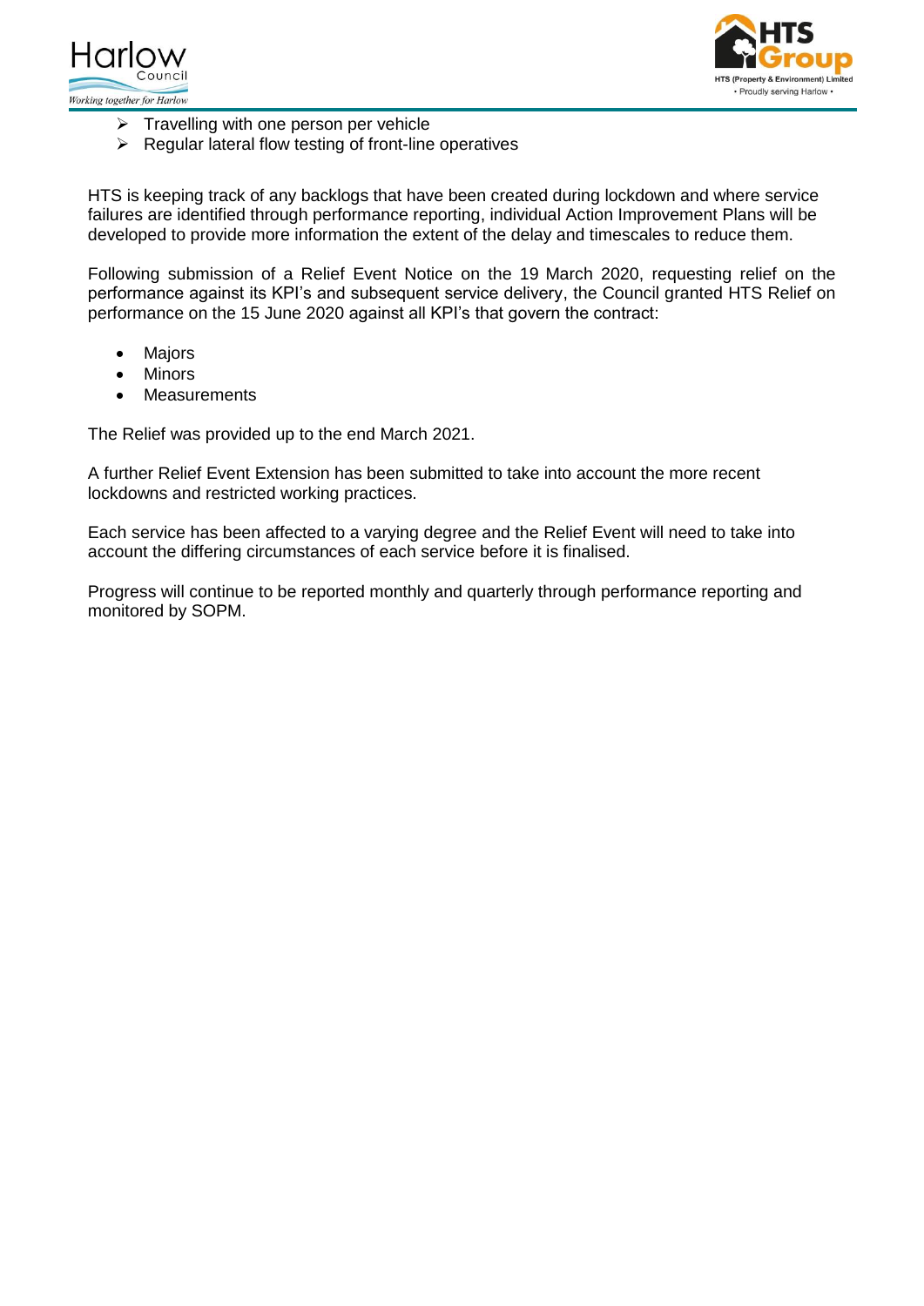- Travelling with one person per vehicle
- Regular lateral flow testing of front-line operatives

HTS is keeping track of any backlogs that have been created during lockdown and where service failures are identified through performance reporting, individual Action Improvement Plans will be developed to provide more information the extent of the delay and timescales to reduce them.

Following submission of a Relief Event Notice on the 19 March 2020, requesting relief on the performance against its KPI's and subsequent service delivery, the Council granted HTS Relief on performance on the 15 June 2020 against all KPI's that govern the contract:

- Majors
- Minors
- Measurements

The Relief was provided up to the end March 2021.

A further Relief Event Extension has been submitted to take into account the more recent lockdowns and restricted working practices.

Each service has been affected to a varying degree and the Relief Event will need to take into account the differing circumstances of each service before it is finalised.

Progress will continue to be reported monthly and quarterly through performance reporting and monitored by SOPM.